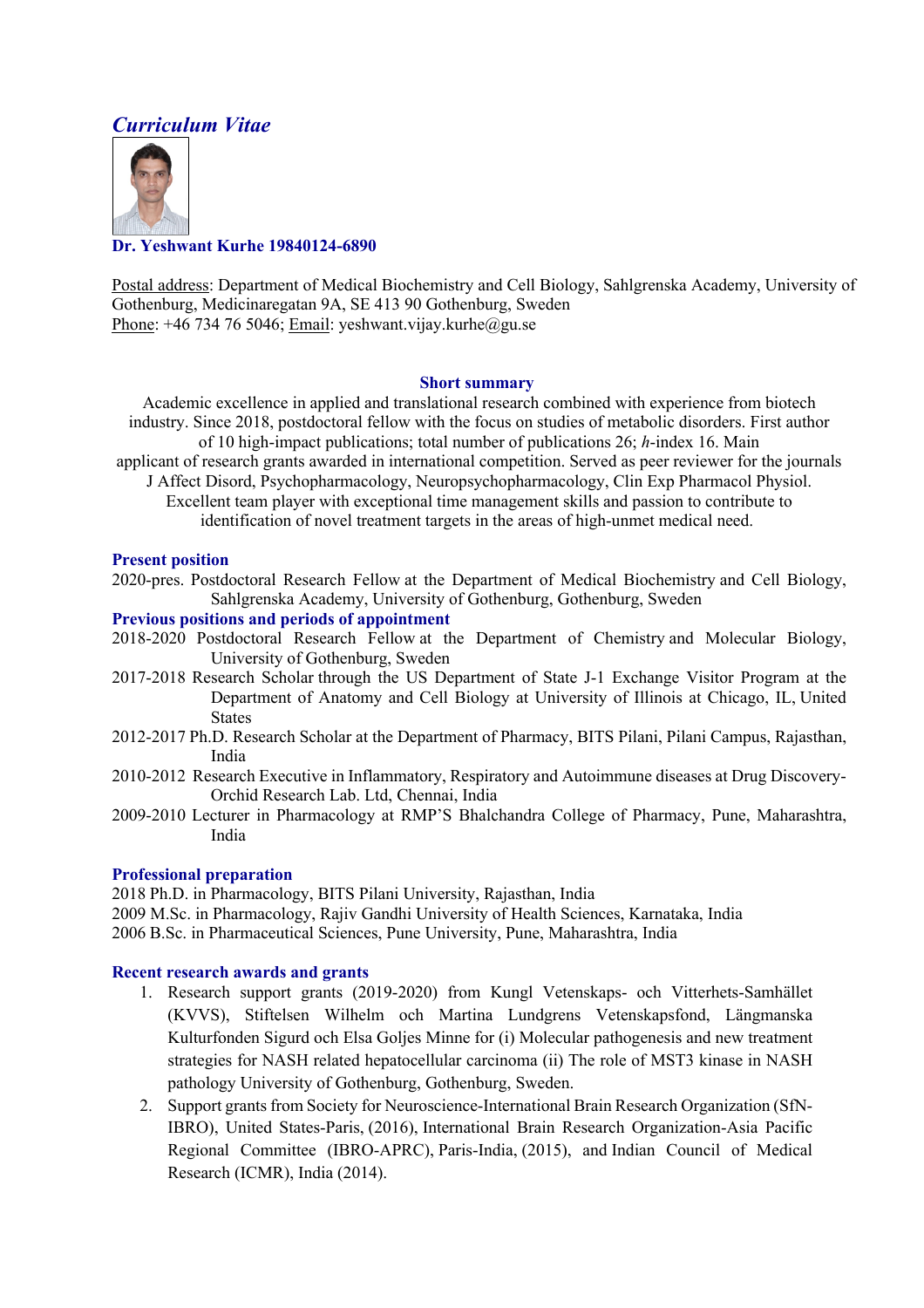# *Curriculum Vitae*

**Dr. Yeshwant Kurhe 19840124-6890**

Postal address: Department of Medical Biochemistry and Cell Biology, Sahlgrenska Academy, University of Gothenburg, Medicinaregatan 9A, SE 413 90 Gothenburg, Sweden
Phone: +46 734 76 5046; Email: yeshwant.vijay.kurhe@gu.se

## Short summary

Academic excellence in applied and translational research combined with experience from biotech industry. Since 2018, postdoctoral fellow with the focus on studies of metabolic disorders. First author of 10 high-impact publications; total number of publications 26; *h*-index 16. Main applicant of research grants awarded in international competition. Served as peer reviewer for the journals J Affect Disord, Psychopharmacology, Neuropsychopharmacology, Clin Exp Pharmacol Physiol. Excellent team player with exceptional time management skills and passion to contribute to identification of novel treatment targets in the areas of high-unmet medical need.

## Present position

2020-pres. Postdoctoral Research Fellow at the Department of Medical Biochemistry and Cell Biology, Sahlgrenska Academy, University of Gothenburg, Gothenburg, Sweden

## Previous positions and periods of appointment

2018-2020 Postdoctoral Research Fellow at the Department of Chemistry and Molecular Biology, University of Gothenburg, Sweden

2017-2018 Research Scholar through the US Department of State J-1 Exchange Visitor Program at the Department of Anatomy and Cell Biology at University of Illinois at Chicago, IL, United States

2012-2017 Ph.D. Research Scholar at the Department of Pharmacy, BITS Pilani, Pilani Campus, Rajasthan, India

2010-2012 Research Executive in Inflammatory, Respiratory and Autoimmune diseases at Drug Discovery-Orchid Research Lab. Ltd, Chennai, India

2009-2010 Lecturer in Pharmacology at RMP'S Bhalchandra College of Pharmacy, Pune, Maharashtra, India

## Professional preparation

2018 Ph.D. in Pharmacology, BITS Pilani University, Rajasthan, India
2009 M.Sc. in Pharmacology, Rajiv Gandhi University of Health Sciences, Karnataka, India
2006 B.Sc. in Pharmaceutical Sciences, Pune University, Pune, Maharashtra, India

## Recent research awards and grants

1. Research support grants (2019-2020) from Kungl Vetenskaps- och Vitterhets-Samhället (KVVS), Stiftelsen Wilhelm och Martina Lundgrens Vetenskapsfond, Längmanska Kulturfonden Sigurd och Elsa Goljes Minne for (i) Molecular pathogenesis and new treatment strategies for NASH related hepatocellular carcinoma (ii) The role of MST3 kinase in NASH pathology University of Gothenburg, Gothenburg, Sweden.
2. Support grants from Society for Neuroscience-International Brain Research Organization (SfN-IBRO), United States-Paris, (2016), International Brain Research Organization-Asia Pacific Regional Committee (IBRO-APRC), Paris-India, (2015), and Indian Council of Medical Research (ICMR), India (2014).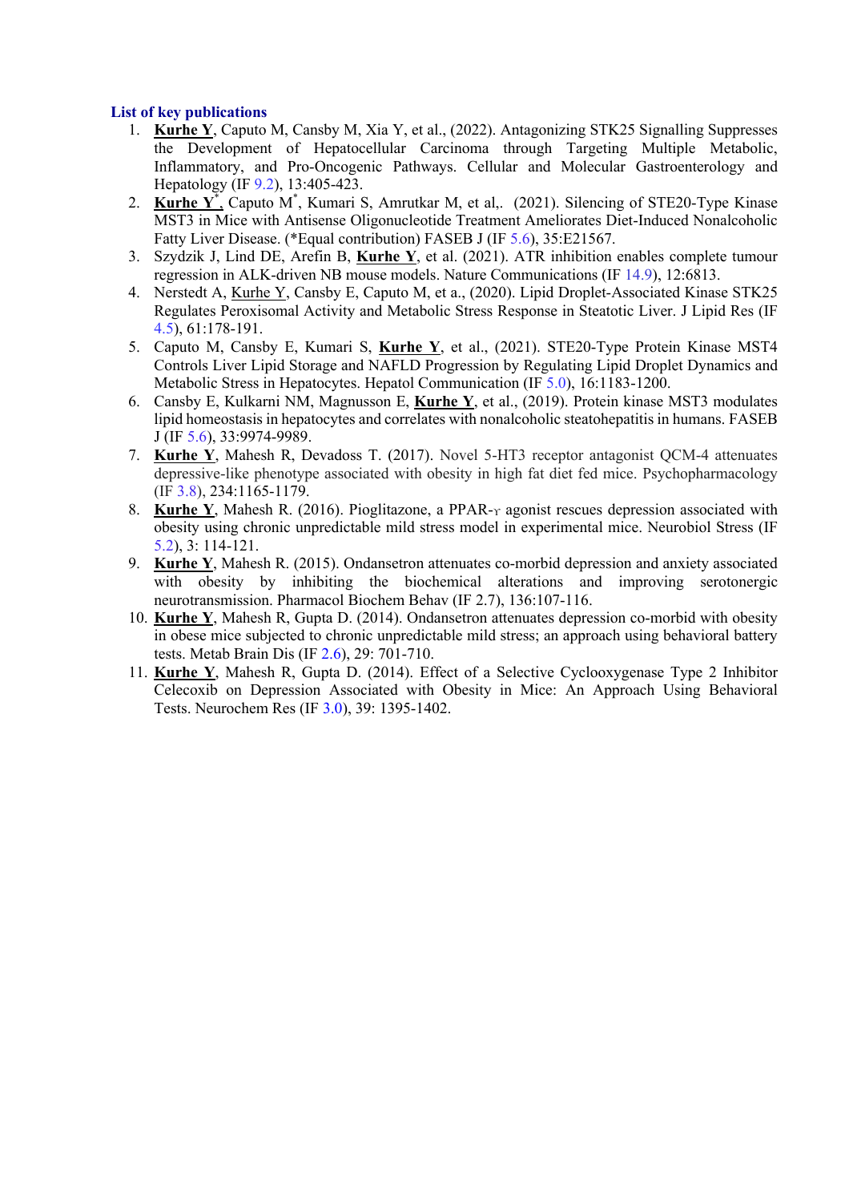**List of key publications**

1. **Kurhe Y**, Caputo M, Cansby M, Xia Y, et al., (2022). Antagonizing STK25 Signalling Suppresses the Development of Hepatocellular Carcinoma through Targeting Multiple Metabolic, Inflammatory, and Pro-Oncogenic Pathways. Cellular and Molecular Gastroenterology and Hepatology (IF 9.2), 13:405-423.
2. **Kurhe Y**[*], Caputo M[*], Kumari S, Amrutkar M, et al,. (2021). Silencing of STE20-Type Kinase MST3 in Mice with Antisense Oligonucleotide Treatment Ameliorates Diet-Induced Nonalcoholic Fatty Liver Disease. (*Equal contribution) FASEB J (IF 5.6), 35:E21567.
3. Szydzik J, Lind DE, Arefin B, **Kurhe Y**, et al. (2021). ATR inhibition enables complete tumour regression in ALK-driven NB mouse models. Nature Communications (IF 14.9), 12:6813.
4. Nerstedt A, Kurhe Y, Cansby E, Caputo M, et a., (2020). Lipid Droplet-Associated Kinase STK25 Regulates Peroxisomal Activity and Metabolic Stress Response in Steatotic Liver. J Lipid Res (IF 4.5), 61:178-191.
5. Caputo M, Cansby E, Kumari S, **Kurhe Y**, et al., (2021). STE20-Type Protein Kinase MST4 Controls Liver Lipid Storage and NAFLD Progression by Regulating Lipid Droplet Dynamics and Metabolic Stress in Hepatocytes. Hepatol Communication (IF 5.0), 16:1183-1200.
6. Cansby E, Kulkarni NM, Magnusson E, **Kurhe Y**, et al., (2019). Protein kinase MST3 modulates lipid homeostasis in hepatocytes and correlates with nonalcoholic steatohepatitis in humans. FASEB J (IF 5.6), 33:9974-9989.
7. **Kurhe Y**, Mahesh R, Devadoss T. (2017). Novel 5-HT3 receptor antagonist QCM-4 attenuates depressive-like phenotype associated with obesity in high fat diet fed mice. Psychopharmacology (IF 3.8), 234:1165-1179.
8. **Kurhe Y**, Mahesh R. (2016). Pioglitazone, a PPAR-$\gamma$ agonist rescues depression associated with obesity using chronic unpredictable mild stress model in experimental mice. Neurobiol Stress (IF 5.2), 3: 114-121.
9. **Kurhe Y**, Mahesh R. (2015). Ondansetron attenuates co-morbid depression and anxiety associated with obesity by inhibiting the biochemical alterations and improving serotonergic neurotransmission. Pharmacol Biochem Behav (IF 2.7), 136:107-116.
10. **Kurhe Y**, Mahesh R, Gupta D. (2014). Ondansetron attenuates depression co-morbid with obesity in obese mice subjected to chronic unpredictable mild stress; an approach using behavioral battery tests. Metab Brain Dis (IF 2.6), 29: 701-710.
11. **Kurhe Y**, Mahesh R, Gupta D. (2014). Effect of a Selective Cyclooxygenase Type 2 Inhibitor Celecoxib on Depression Associated with Obesity in Mice: An Approach Using Behavioral Tests. Neurochem Res (IF 3.0), 39: 1395-1402.